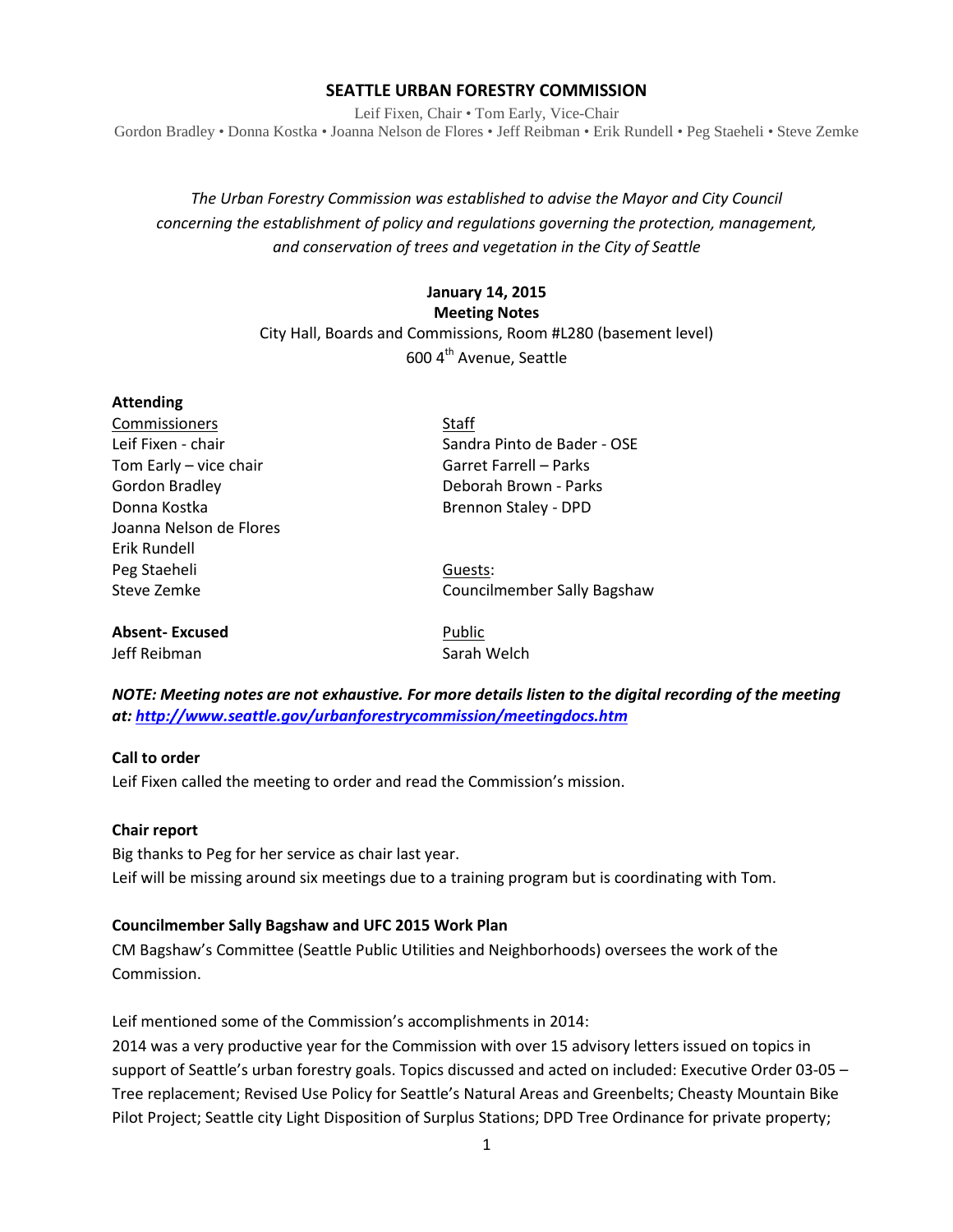# SEATTLE URBAN FORESTRY COMMISSION

Leif Fixen, Chair • Tom Early, Vice-Chair
Gordon Bradley • Donna Kostka • Joanna Nelson de Flores • Jeff Reibman • Erik Rundell • Peg Staeheli • Steve Zemke

*The Urban Forestry Commission was established to advise the Mayor and City Council concerning the establishment of policy and regulations governing the protection, management, and conservation of trees and vegetation in the City of Seattle*

**January 14, 2015**
**Meeting Notes**
City Hall, Boards and Commissions, Room #L280 (basement level)
600 4th Avenue, Seattle

**Attending**

| Commissioners | Staff |
|---|---|
| Leif Fixen - chair | Sandra Pinto de Bader - OSE |
| Tom Early – vice chair | Garret Farrell – Parks |
| Gordon Bradley | Deborah Brown - Parks |
| Donna Kostka | Brennon Staley - DPD |
| Joanna Nelson de Flores | |
| Erik Rundell | |
| Peg Staeheli | Guests: |
| Steve Zemke | Councilmember Sally Bagshaw |

| **Absent- Excused** | Public |
|---|---|
| Jeff Reibman | Sarah Welch |

***NOTE: Meeting notes are not exhaustive. For more details listen to the digital recording of the meeting at: http://www.seattle.gov/urbanforestrycommission/meetingdocs.htm***

**Call to order**
Leif Fixen called the meeting to order and read the Commission's mission.

**Chair report**
Big thanks to Peg for her service as chair last year.
Leif will be missing around six meetings due to a training program but is coordinating with Tom.

**Councilmember Sally Bagshaw and UFC 2015 Work Plan**
CM Bagshaw's Committee (Seattle Public Utilities and Neighborhoods) oversees the work of the Commission.

Leif mentioned some of the Commission's accomplishments in 2014:
2014 was a very productive year for the Commission with over 15 advisory letters issued on topics in support of Seattle's urban forestry goals. Topics discussed and acted on included: Executive Order 03-05 – Tree replacement; Revised Use Policy for Seattle's Natural Areas and Greenbelts; Cheasty Mountain Bike Pilot Project; Seattle city Light Disposition of Surplus Stations; DPD Tree Ordinance for private property;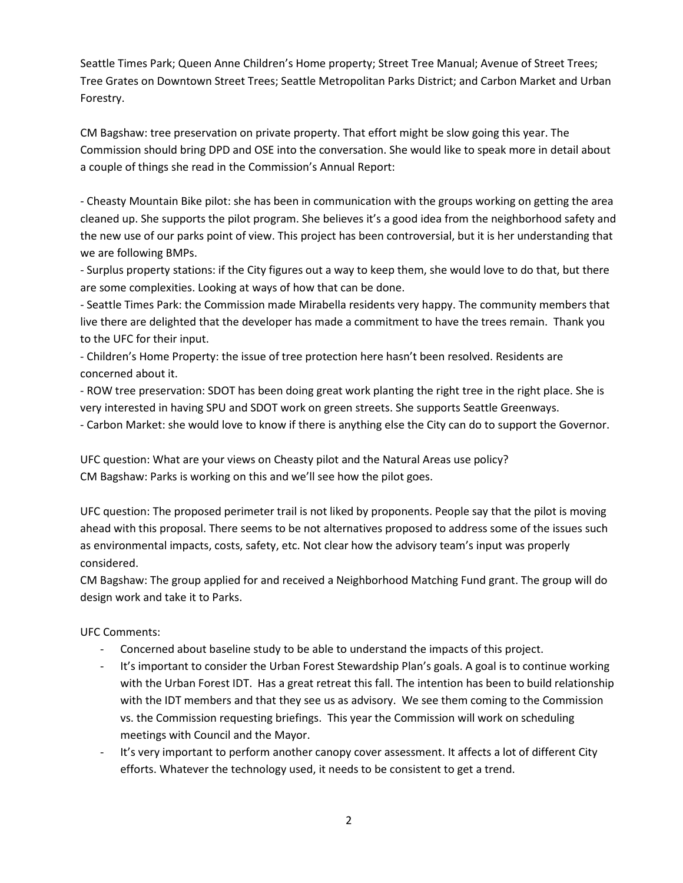Seattle Times Park; Queen Anne Children's Home property; Street Tree Manual; Avenue of Street Trees; Tree Grates on Downtown Street Trees; Seattle Metropolitan Parks District; and Carbon Market and Urban Forestry.

CM Bagshaw: tree preservation on private property. That effort might be slow going this year. The Commission should bring DPD and OSE into the conversation. She would like to speak more in detail about a couple of things she read in the Commission's Annual Report:

- Cheasty Mountain Bike pilot: she has been in communication with the groups working on getting the area cleaned up. She supports the pilot program. She believes it's a good idea from the neighborhood safety and the new use of our parks point of view. This project has been controversial, but it is her understanding that we are following BMPs.
- Surplus property stations: if the City figures out a way to keep them, she would love to do that, but there are some complexities. Looking at ways of how that can be done.
- Seattle Times Park: the Commission made Mirabella residents very happy. The community members that live there are delighted that the developer has made a commitment to have the trees remain. Thank you to the UFC for their input.
- Children's Home Property: the issue of tree protection here hasn't been resolved. Residents are concerned about it.
- ROW tree preservation: SDOT has been doing great work planting the right tree in the right place. She is very interested in having SPU and SDOT work on green streets. She supports Seattle Greenways.
- Carbon Market: she would love to know if there is anything else the City can do to support the Governor.

UFC question: What are your views on Cheasty pilot and the Natural Areas use policy?
CM Bagshaw: Parks is working on this and we'll see how the pilot goes.

UFC question: The proposed perimeter trail is not liked by proponents. People say that the pilot is moving ahead with this proposal. There seems to be not alternatives proposed to address some of the issues such as environmental impacts, costs, safety, etc. Not clear how the advisory team's input was properly considered.
CM Bagshaw: The group applied for and received a Neighborhood Matching Fund grant. The group will do design work and take it to Parks.

UFC Comments:

- Concerned about baseline study to be able to understand the impacts of this project.
- It's important to consider the Urban Forest Stewardship Plan's goals. A goal is to continue working with the Urban Forest IDT. Has a great retreat this fall. The intention has been to build relationship with the IDT members and that they see us as advisory. We see them coming to the Commission vs. the Commission requesting briefings. This year the Commission will work on scheduling meetings with Council and the Mayor.
- It's very important to perform another canopy cover assessment. It affects a lot of different City efforts. Whatever the technology used, it needs to be consistent to get a trend.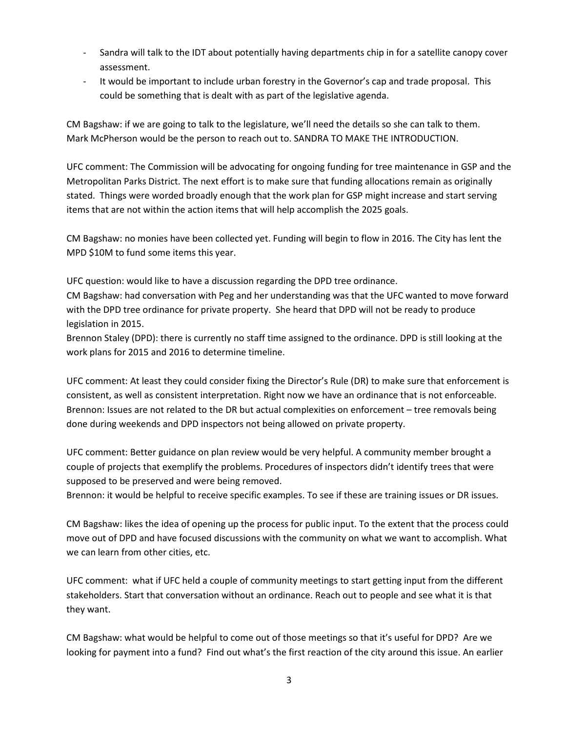- Sandra will talk to the IDT about potentially having departments chip in for a satellite canopy cover assessment.
- It would be important to include urban forestry in the Governor's cap and trade proposal. This could be something that is dealt with as part of the legislative agenda.

CM Bagshaw: if we are going to talk to the legislature, we'll need the details so she can talk to them. Mark McPherson would be the person to reach out to. SANDRA TO MAKE THE INTRODUCTION.

UFC comment: The Commission will be advocating for ongoing funding for tree maintenance in GSP and the Metropolitan Parks District. The next effort is to make sure that funding allocations remain as originally stated. Things were worded broadly enough that the work plan for GSP might increase and start serving items that are not within the action items that will help accomplish the 2025 goals.

CM Bagshaw: no monies have been collected yet. Funding will begin to flow in 2016. The City has lent the MPD $10M to fund some items this year.

UFC question: would like to have a discussion regarding the DPD tree ordinance.
CM Bagshaw: had conversation with Peg and her understanding was that the UFC wanted to move forward with the DPD tree ordinance for private property. She heard that DPD will not be ready to produce legislation in 2015.
Brennon Staley (DPD): there is currently no staff time assigned to the ordinance. DPD is still looking at the work plans for 2015 and 2016 to determine timeline.

UFC comment: At least they could consider fixing the Director's Rule (DR) to make sure that enforcement is consistent, as well as consistent interpretation. Right now we have an ordinance that is not enforceable.
Brennon: Issues are not related to the DR but actual complexities on enforcement – tree removals being done during weekends and DPD inspectors not being allowed on private property.

UFC comment: Better guidance on plan review would be very helpful. A community member brought a couple of projects that exemplify the problems. Procedures of inspectors didn't identify trees that were supposed to be preserved and were being removed.
Brennon: it would be helpful to receive specific examples. To see if these are training issues or DR issues.

CM Bagshaw: likes the idea of opening up the process for public input. To the extent that the process could move out of DPD and have focused discussions with the community on what we want to accomplish. What we can learn from other cities, etc.

UFC comment: what if UFC held a couple of community meetings to start getting input from the different stakeholders. Start that conversation without an ordinance. Reach out to people and see what it is that they want.

CM Bagshaw: what would be helpful to come out of those meetings so that it's useful for DPD? Are we looking for payment into a fund? Find out what's the first reaction of the city around this issue. An earlier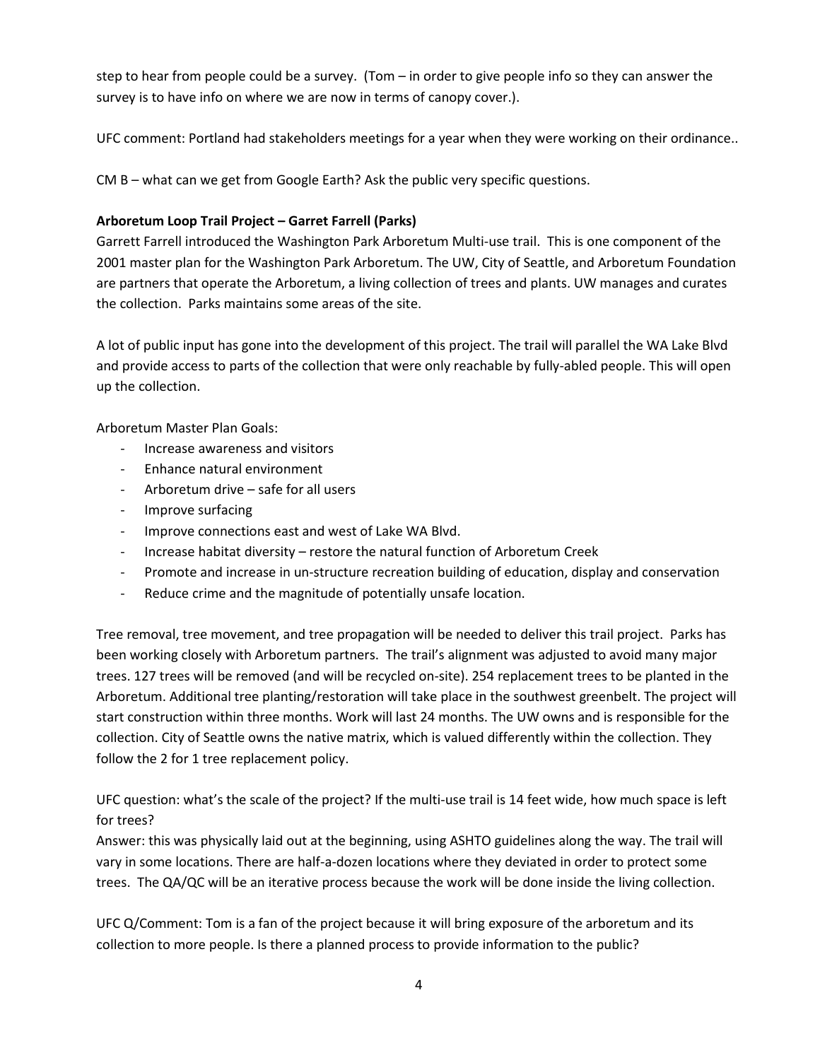step to hear from people could be a survey. (Tom – in order to give people info so they can answer the survey is to have info on where we are now in terms of canopy cover.).

UFC comment: Portland had stakeholders meetings for a year when they were working on their ordinance..

CM B – what can we get from Google Earth? Ask the public very specific questions.

**Arboretum Loop Trail Project – Garret Farrell (Parks)**

Garrett Farrell introduced the Washington Park Arboretum Multi-use trail. This is one component of the 2001 master plan for the Washington Park Arboretum. The UW, City of Seattle, and Arboretum Foundation are partners that operate the Arboretum, a living collection of trees and plants. UW manages and curates the collection. Parks maintains some areas of the site.

A lot of public input has gone into the development of this project. The trail will parallel the WA Lake Blvd and provide access to parts of the collection that were only reachable by fully-abled people. This will open up the collection.

Arboretum Master Plan Goals:

- Increase awareness and visitors
- Enhance natural environment
- Arboretum drive – safe for all users
- Improve surfacing
- Improve connections east and west of Lake WA Blvd.
- Increase habitat diversity – restore the natural function of Arboretum Creek
- Promote and increase in un-structure recreation building of education, display and conservation
- Reduce crime and the magnitude of potentially unsafe location.

Tree removal, tree movement, and tree propagation will be needed to deliver this trail project. Parks has been working closely with Arboretum partners. The trail's alignment was adjusted to avoid many major trees. 127 trees will be removed (and will be recycled on-site). 254 replacement trees to be planted in the Arboretum. Additional tree planting/restoration will take place in the southwest greenbelt. The project will start construction within three months. Work will last 24 months. The UW owns and is responsible for the collection. City of Seattle owns the native matrix, which is valued differently within the collection. They follow the 2 for 1 tree replacement policy.

UFC question: what's the scale of the project? If the multi-use trail is 14 feet wide, how much space is left for trees?

Answer: this was physically laid out at the beginning, using ASHTO guidelines along the way. The trail will vary in some locations. There are half-a-dozen locations where they deviated in order to protect some trees. The QA/QC will be an iterative process because the work will be done inside the living collection.

UFC Q/Comment: Tom is a fan of the project because it will bring exposure of the arboretum and its collection to more people. Is there a planned process to provide information to the public?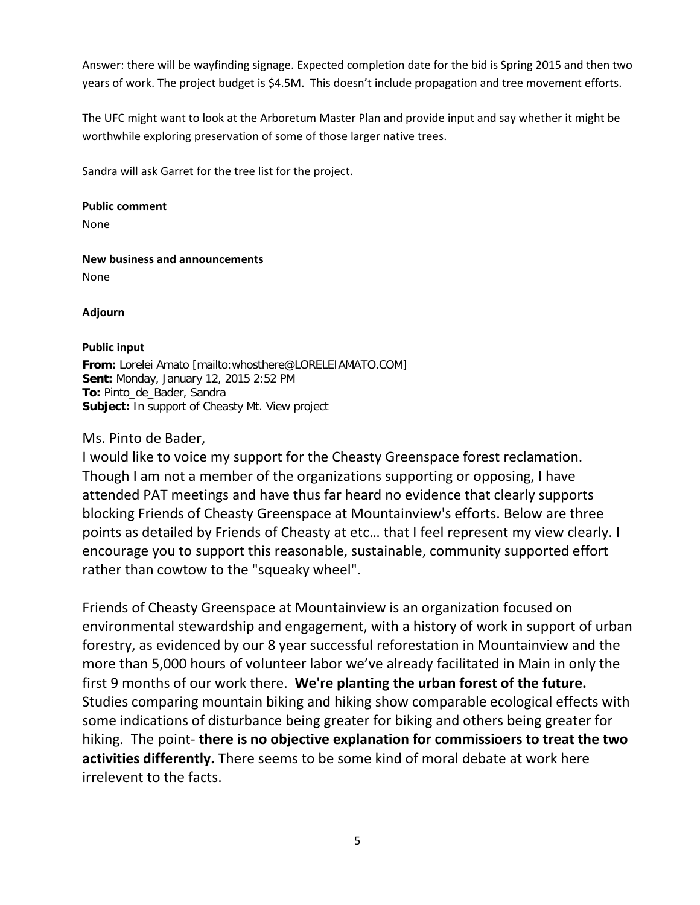Answer: there will be wayfinding signage. Expected completion date for the bid is Spring 2015 and then two years of work. The project budget is $4.5M. This doesn't include propagation and tree movement efforts.

The UFC might want to look at the Arboretum Master Plan and provide input and say whether it might be worthwhile exploring preservation of some of those larger native trees.

Sandra will ask Garret for the tree list for the project.

**Public comment**

None

**New business and announcements**

None

**Adjourn**

**Public input**

**From:** Lorelei Amato [mailto:whosthere@LORELEIAMATO.COM]
**Sent:** Monday, January 12, 2015 2:52 PM
**To:** Pinto_de_Bader, Sandra
**Subject:** In support of Cheasty Mt. View project

Ms. Pinto de Bader,
I would like to voice my support for the Cheasty Greenspace forest reclamation. Though I am not a member of the organizations supporting or opposing, I have attended PAT meetings and have thus far heard no evidence that clearly supports blocking Friends of Cheasty Greenspace at Mountainview's efforts. Below are three points as detailed by Friends of Cheasty at etc… that I feel represent my view clearly. I encourage you to support this reasonable, sustainable, community supported effort rather than cowtow to the "squeaky wheel".

Friends of Cheasty Greenspace at Mountainview is an organization focused on environmental stewardship and engagement, with a history of work in support of urban forestry, as evidenced by our 8 year successful reforestation in Mountainview and the more than 5,000 hours of volunteer labor we've already facilitated in Main in only the first 9 months of our work there. **We're planting the urban forest of the future.** Studies comparing mountain biking and hiking show comparable ecological effects with some indications of disturbance being greater for biking and others being greater for hiking. The point- **there is no objective explanation for commissioers to treat the two activities differently.** There seems to be some kind of moral debate at work here irrelevent to the facts.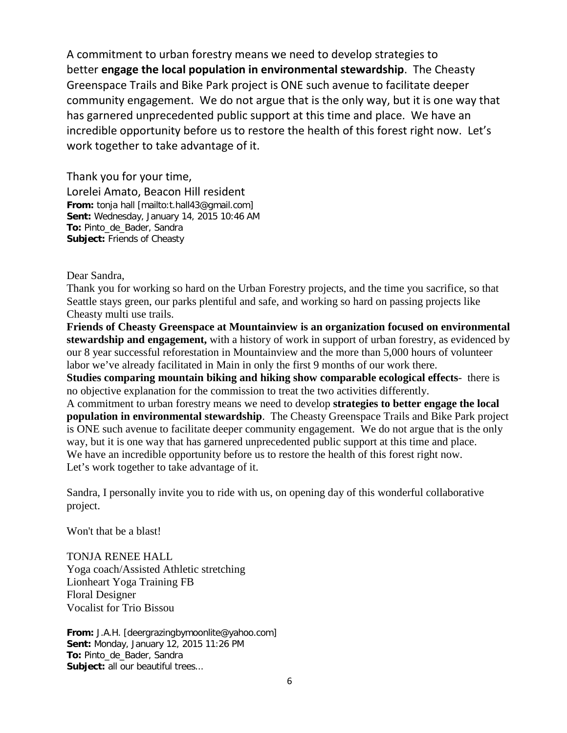A commitment to urban forestry means we need to develop strategies to better **engage the local population in environmental stewardship**. The Cheasty Greenspace Trails and Bike Park project is ONE such avenue to facilitate deeper community engagement. We do not argue that is the only way, but it is one way that has garnered unprecedented public support at this time and place. We have an incredible opportunity before us to restore the health of this forest right now. Let's work together to take advantage of it.

Thank you for your time,
Lorelei Amato, Beacon Hill resident

**From:** tonja hall [mailto:t.hall43@gmail.com]
**Sent:** Wednesday, January 14, 2015 10:46 AM
**To:** Pinto_de_Bader, Sandra
**Subject:** Friends of Cheasty

Dear Sandra,

Thank you for working so hard on the Urban Forestry projects, and the time you sacrifice, so that Seattle stays green, our parks plentiful and safe, and working so hard on passing projects like Cheasty multi use trails.

**Friends of Cheasty Greenspace at Mountainview is an organization focused on environmental stewardship and engagement,** with a history of work in support of urban forestry, as evidenced by our 8 year successful reforestation in Mountainview and the more than 5,000 hours of volunteer labor we've already facilitated in Main in only the first 9 months of our work there.

**Studies comparing mountain biking and hiking show comparable ecological effects**- there is no objective explanation for the commission to treat the two activities differently.

A commitment to urban forestry means we need to develop **strategies to better engage the local population in environmental stewardship**. The Cheasty Greenspace Trails and Bike Park project is ONE such avenue to facilitate deeper community engagement. We do not argue that is the only way, but it is one way that has garnered unprecedented public support at this time and place. We have an incredible opportunity before us to restore the health of this forest right now. Let's work together to take advantage of it.

Sandra, I personally invite you to ride with us, on opening day of this wonderful collaborative project.

Won't that be a blast!

TONJA RENEE HALL
Yoga coach/Assisted Athletic stretching
Lionheart Yoga Training FB
Floral Designer
Vocalist for Trio Bissou

**From:** J.A.H. [deergrazingbymoonlite@yahoo.com]
**Sent:** Monday, January 12, 2015 11:26 PM
**To:** Pinto_de_Bader, Sandra
**Subject:** all our beautiful trees...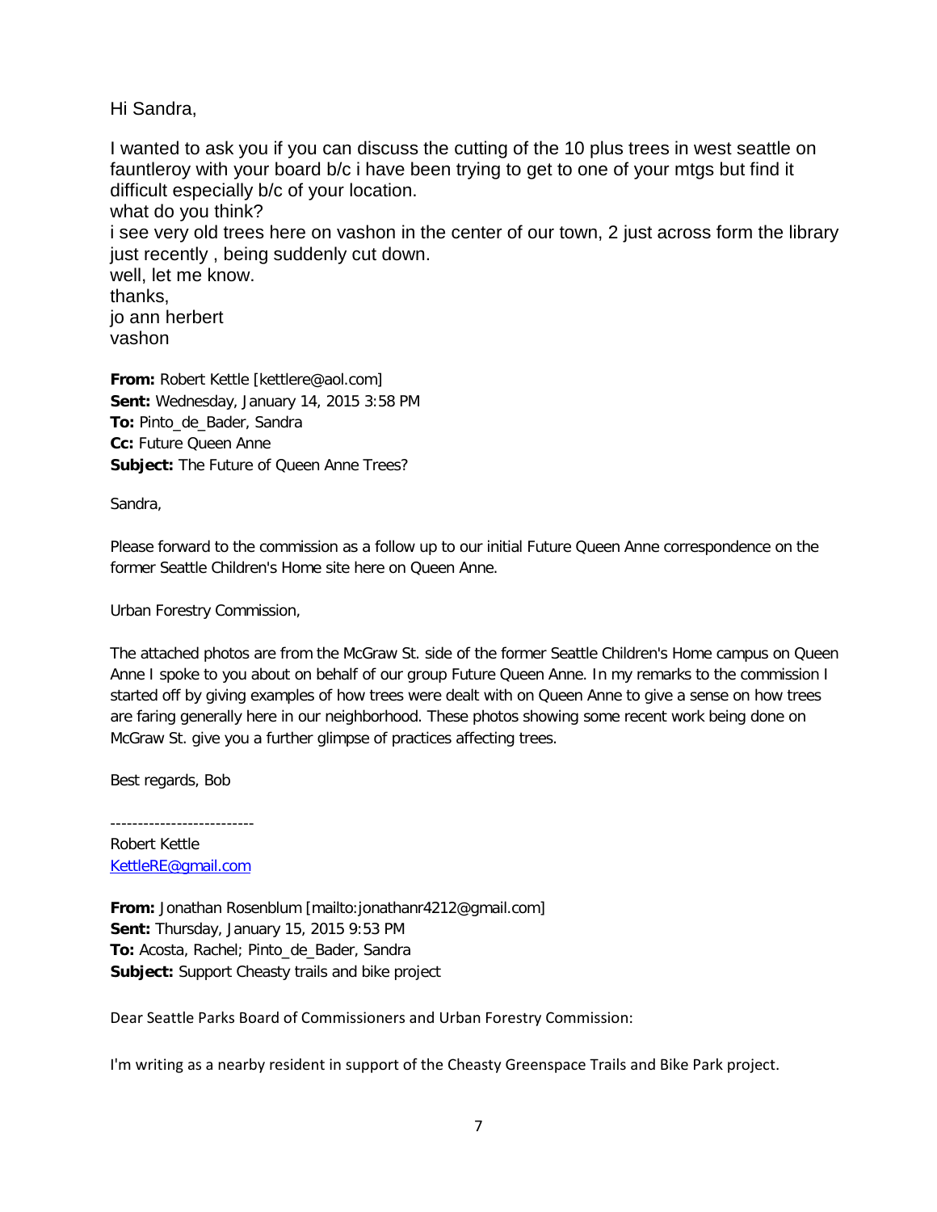Hi Sandra,

I wanted to ask you if you can discuss the cutting of the 10 plus trees in west seattle on fauntleroy with your board b/c i have been trying to get to one of your mtgs but find it difficult especially b/c of your location.
what do you think?
i see very old trees here on vashon in the center of our town, 2 just across form the library just recently , being suddenly cut down.
well, let me know.
thanks,
jo ann herbert
vashon

**From:** Robert Kettle [kettlere@aol.com]
**Sent:** Wednesday, January 14, 2015 3:58 PM
**To:** Pinto_de_Bader, Sandra
**Cc:** Future Queen Anne
**Subject:** The Future of Queen Anne Trees?

Sandra,

Please forward to the commission as a follow up to our initial Future Queen Anne correspondence on the former Seattle Children's Home site here on Queen Anne.

Urban Forestry Commission,

The attached photos are from the McGraw St. side of the former Seattle Children's Home campus on Queen Anne I spoke to you about on behalf of our group Future Queen Anne. In my remarks to the commission I started off by giving examples of how trees were dealt with on Queen Anne to give a sense on how trees are faring generally here in our neighborhood. These photos showing some recent work being done on McGraw St. give you a further glimpse of practices affecting trees.

Best regards, Bob

-------------------------
Robert Kettle
KettleRE@gmail.com

**From:** Jonathan Rosenblum [mailto:jonathanr4212@gmail.com]
**Sent:** Thursday, January 15, 2015 9:53 PM
**To:** Acosta, Rachel; Pinto_de_Bader, Sandra
**Subject:** Support Cheasty trails and bike project

Dear Seattle Parks Board of Commissioners and Urban Forestry Commission:

I'm writing as a nearby resident in support of the Cheasty Greenspace Trails and Bike Park project.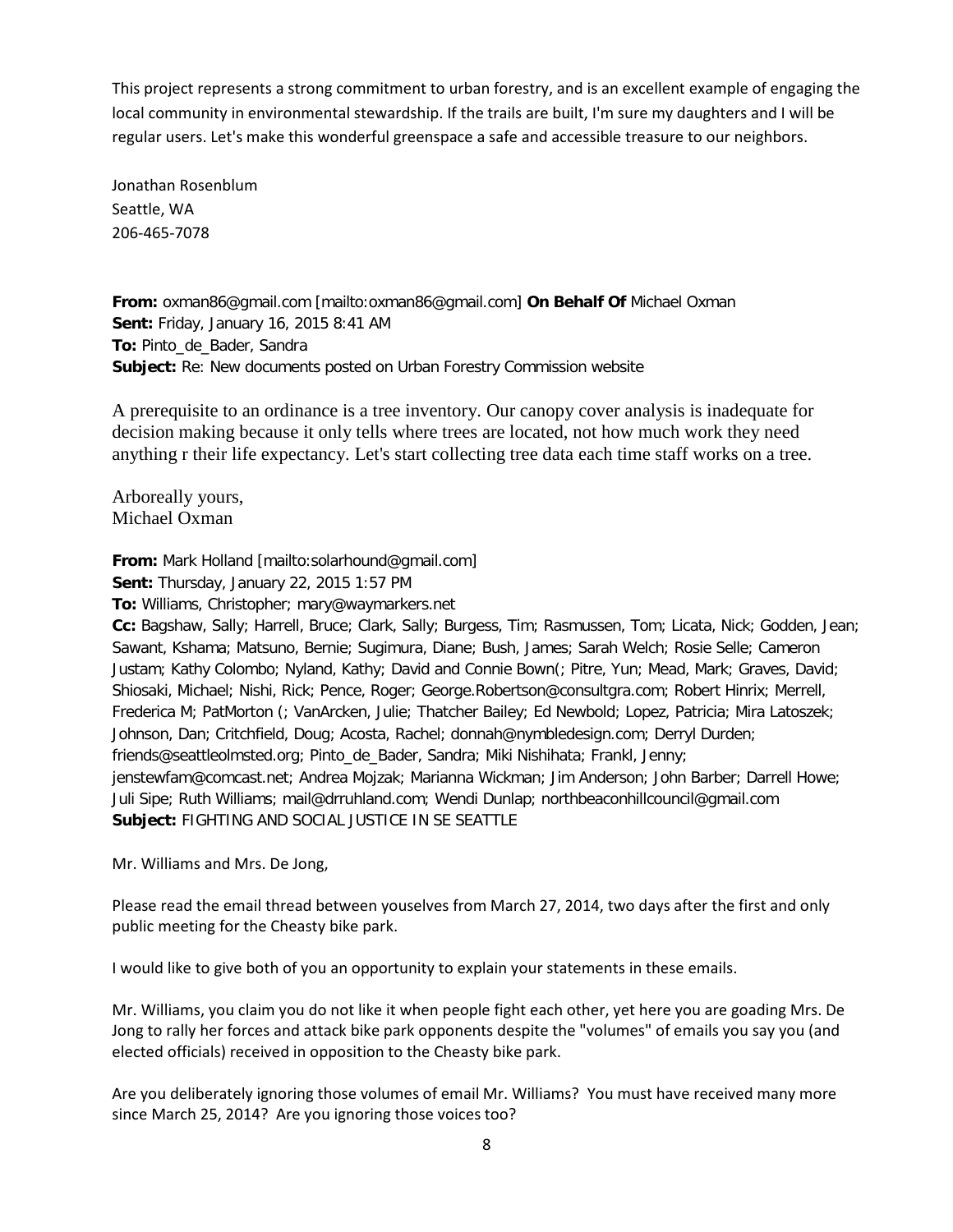This project represents a strong commitment to urban forestry, and is an excellent example of engaging the local community in environmental stewardship. If the trails are built, I'm sure my daughters and I will be regular users. Let's make this wonderful greenspace a safe and accessible treasure to our neighbors.

Jonathan Rosenblum
Seattle, WA
206-465-7078

**From:** oxman86@gmail.com [mailto:oxman86@gmail.com] **On Behalf Of** Michael Oxman
**Sent:** Friday, January 16, 2015 8:41 AM
**To:** Pinto_de_Bader, Sandra
**Subject:** Re: New documents posted on Urban Forestry Commission website

A prerequisite to an ordinance is a tree inventory. Our canopy cover analysis is inadequate for decision making because it only tells where trees are located, not how much work they need anything r their life expectancy. Let's start collecting tree data each time staff works on a tree.

Arboreally yours,
Michael Oxman

**From:** Mark Holland [mailto:solarhound@gmail.com]
**Sent:** Thursday, January 22, 2015 1:57 PM
**To:** Williams, Christopher; mary@waymarkers.net
**Cc:** Bagshaw, Sally; Harrell, Bruce; Clark, Sally; Burgess, Tim; Rasmussen, Tom; Licata, Nick; Godden, Jean; Sawant, Kshama; Matsuno, Bernie; Sugimura, Diane; Bush, James; Sarah Welch; Rosie Selle; Cameron Justam; Kathy Colombo; Nyland, Kathy; David and Connie Bown(; Pitre, Yun; Mead, Mark; Graves, David; Shiosaki, Michael; Nishi, Rick; Pence, Roger; George.Robertson@consultgra.com; Robert Hinrix; Merrell, Frederica M; PatMorton (; VanArcken, Julie; Thatcher Bailey; Ed Newbold; Lopez, Patricia; Mira Latoszek; Johnson, Dan; Critchfield, Doug; Acosta, Rachel; donnah@nymbledesign.com; Derryl Durden; friends@seattleolmsted.org; Pinto_de_Bader, Sandra; Miki Nishihata; Frankl, Jenny; jenstewfam@comcast.net; Andrea Mojzak; Marianna Wickman; Jim Anderson; John Barber; Darrell Howe; Juli Sipe; Ruth Williams; mail@drruhland.com; Wendi Dunlap; northbeaconhillcouncil@gmail.com
**Subject:** FIGHTING AND SOCIAL JUSTICE IN SE SEATTLE

Mr. Williams and Mrs. De Jong,

Please read the email thread between youselves from March 27, 2014, two days after the first and only public meeting for the Cheasty bike park.

I would like to give both of you an opportunity to explain your statements in these emails.

Mr. Williams, you claim you do not like it when people fight each other, yet here you are goading Mrs. De Jong to rally her forces and attack bike park opponents despite the "volumes" of emails you say you (and elected officials) received in opposition to the Cheasty bike park.

Are you deliberately ignoring those volumes of email Mr. Williams? You must have received many more since March 25, 2014? Are you ignoring those voices too?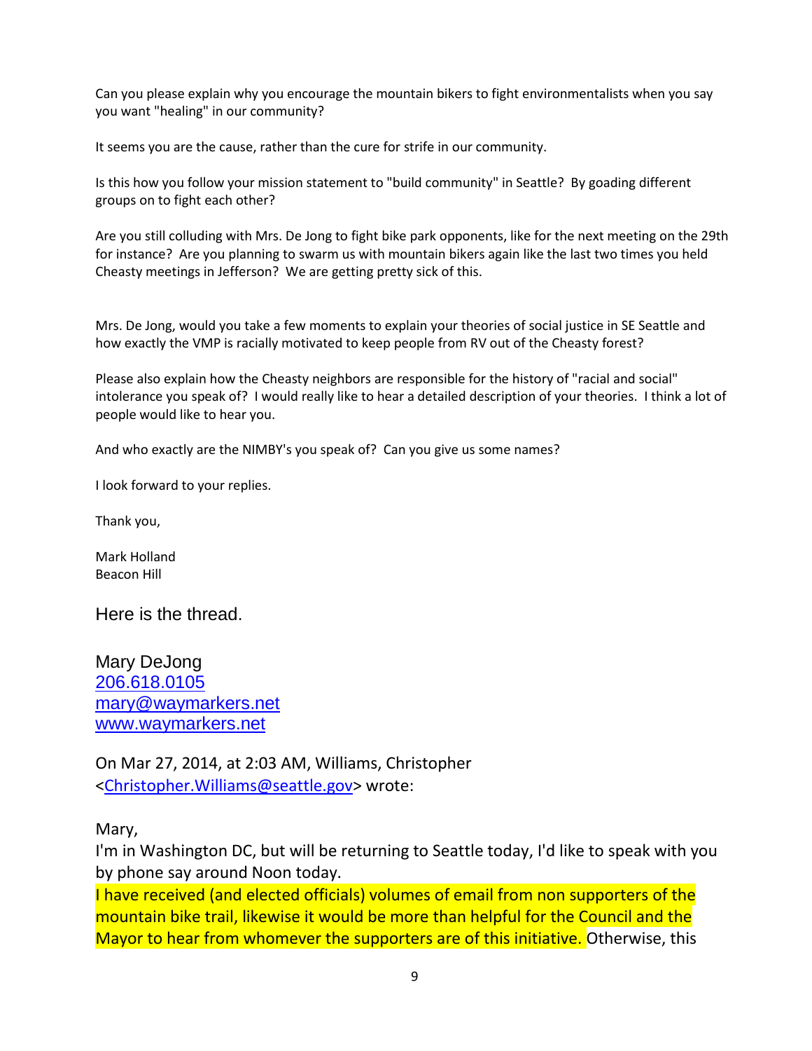Can you please explain why you encourage the mountain bikers to fight environmentalists when you say you want "healing" in our community?

It seems you are the cause, rather than the cure for strife in our community.

Is this how you follow your mission statement to "build community" in Seattle? By goading different groups on to fight each other?

Are you still colluding with Mrs. De Jong to fight bike park opponents, like for the next meeting on the 29th for instance? Are you planning to swarm us with mountain bikers again like the last two times you held Cheasty meetings in Jefferson? We are getting pretty sick of this.

Mrs. De Jong, would you take a few moments to explain your theories of social justice in SE Seattle and how exactly the VMP is racially motivated to keep people from RV out of the Cheasty forest?

Please also explain how the Cheasty neighbors are responsible for the history of "racial and social" intolerance you speak of? I would really like to hear a detailed description of your theories. I think a lot of people would like to hear you.

And who exactly are the NIMBY's you speak of? Can you give us some names?

I look forward to your replies.

Thank you,

Mark Holland
Beacon Hill

Here is the thread.

Mary DeJong
206.618.0105
mary@waymarkers.net
www.waymarkers.net

On Mar 27, 2014, at 2:03 AM, Williams, Christopher <Christopher.Williams@seattle.gov> wrote:

Mary,
I'm in Washington DC, but will be returning to Seattle today, I'd like to speak with you by phone say around Noon today.
I have received (and elected officials) volumes of email from non supporters of the mountain bike trail, likewise it would be more than helpful for the Council and the Mayor to hear from whomever the supporters are of this initiative. Otherwise, this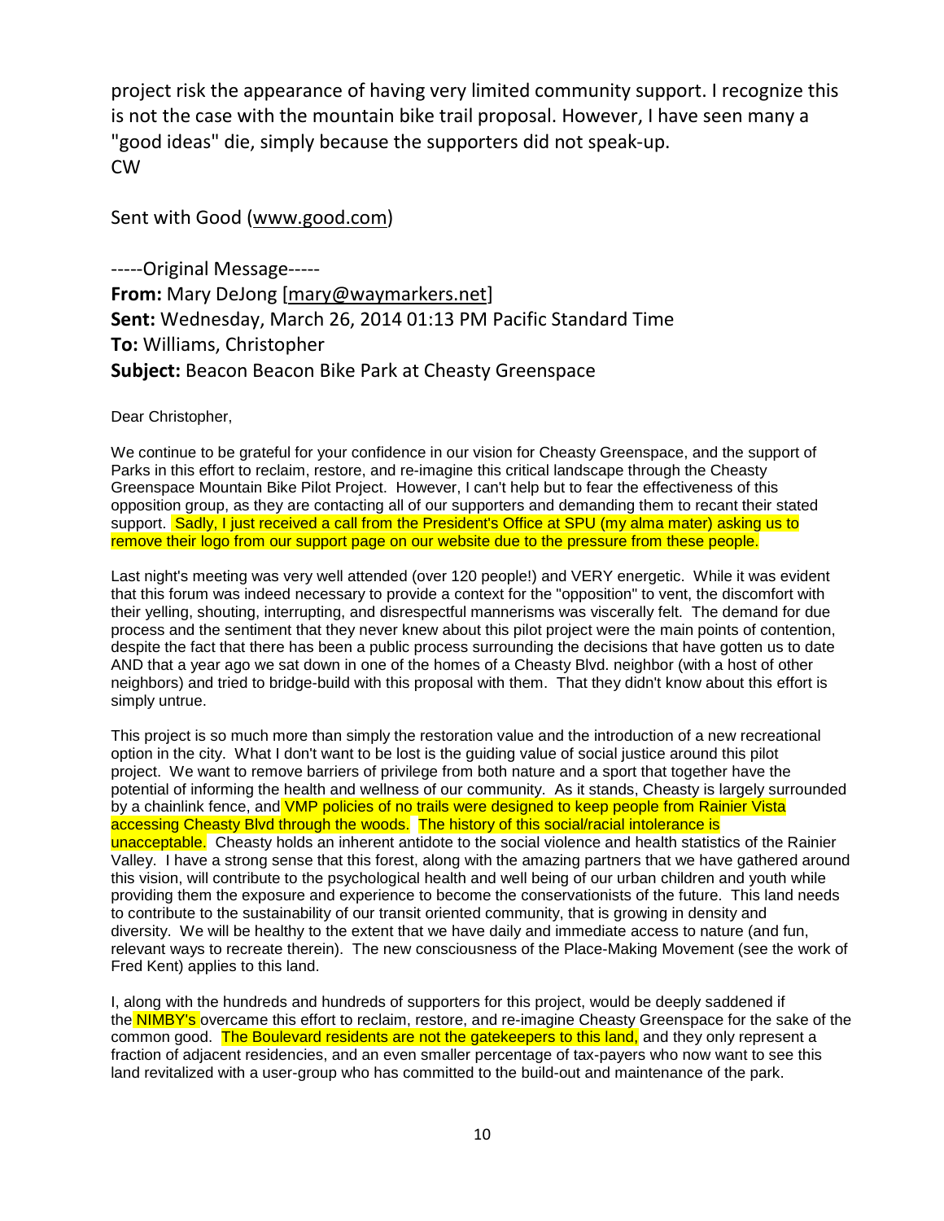project risk the appearance of having very limited community support. I recognize this is not the case with the mountain bike trail proposal. However, I have seen many a "good ideas" die, simply because the supporters did not speak-up.
CW

Sent with Good (www.good.com)

-----Original Message-----
**From:** Mary DeJong [mary@waymarkers.net]
**Sent:** Wednesday, March 26, 2014 01:13 PM Pacific Standard Time
**To:** Williams, Christopher
**Subject:** Beacon Beacon Bike Park at Cheasty Greenspace

Dear Christopher,

We continue to be grateful for your confidence in our vision for Cheasty Greenspace, and the support of Parks in this effort to reclaim, restore, and re-imagine this critical landscape through the Cheasty Greenspace Mountain Bike Pilot Project. However, I can't help but to fear the effectiveness of this opposition group, as they are contacting all of our supporters and demanding them to recant their stated support. Sadly, I just received a call from the President's Office at SPU (my alma mater) asking us to remove their logo from our support page on our website due to the pressure from these people.

Last night's meeting was very well attended (over 120 people!) and VERY energetic. While it was evident that this forum was indeed necessary to provide a context for the "opposition" to vent, the discomfort with their yelling, shouting, interrupting, and disrespectful mannerisms was viscerally felt. The demand for due process and the sentiment that they never knew about this pilot project were the main points of contention, despite the fact that there has been a public process surrounding the decisions that have gotten us to date AND that a year ago we sat down in one of the homes of a Cheasty Blvd. neighbor (with a host of other neighbors) and tried to bridge-build with this proposal with them. That they didn't know about this effort is simply untrue.

This project is so much more than simply the restoration value and the introduction of a new recreational option in the city. What I don't want to be lost is the guiding value of social justice around this pilot project. We want to remove barriers of privilege from both nature and a sport that together have the potential of informing the health and wellness of our community. As it stands, Cheasty is largely surrounded by a chainlink fence, and VMP policies of no trails were designed to keep people from Rainier Vista accessing Cheasty Blvd through the woods. The history of this social/racial intolerance is unacceptable. Cheasty holds an inherent antidote to the social violence and health statistics of the Rainier Valley. I have a strong sense that this forest, along with the amazing partners that we have gathered around this vision, will contribute to the psychological health and well being of our urban children and youth while providing them the exposure and experience to become the conservationists of the future. This land needs to contribute to the sustainability of our transit oriented community, that is growing in density and diversity. We will be healthy to the extent that we have daily and immediate access to nature (and fun, relevant ways to recreate therein). The new consciousness of the Place-Making Movement (see the work of Fred Kent) applies to this land.

I, along with the hundreds and hundreds of supporters for this project, would be deeply saddened if the NIMBY's overcame this effort to reclaim, restore, and re-imagine Cheasty Greenspace for the sake of the common good. The Boulevard residents are not the gatekeepers to this land, and they only represent a fraction of adjacent residencies, and an even smaller percentage of tax-payers who now want to see this land revitalized with a user-group who has committed to the build-out and maintenance of the park.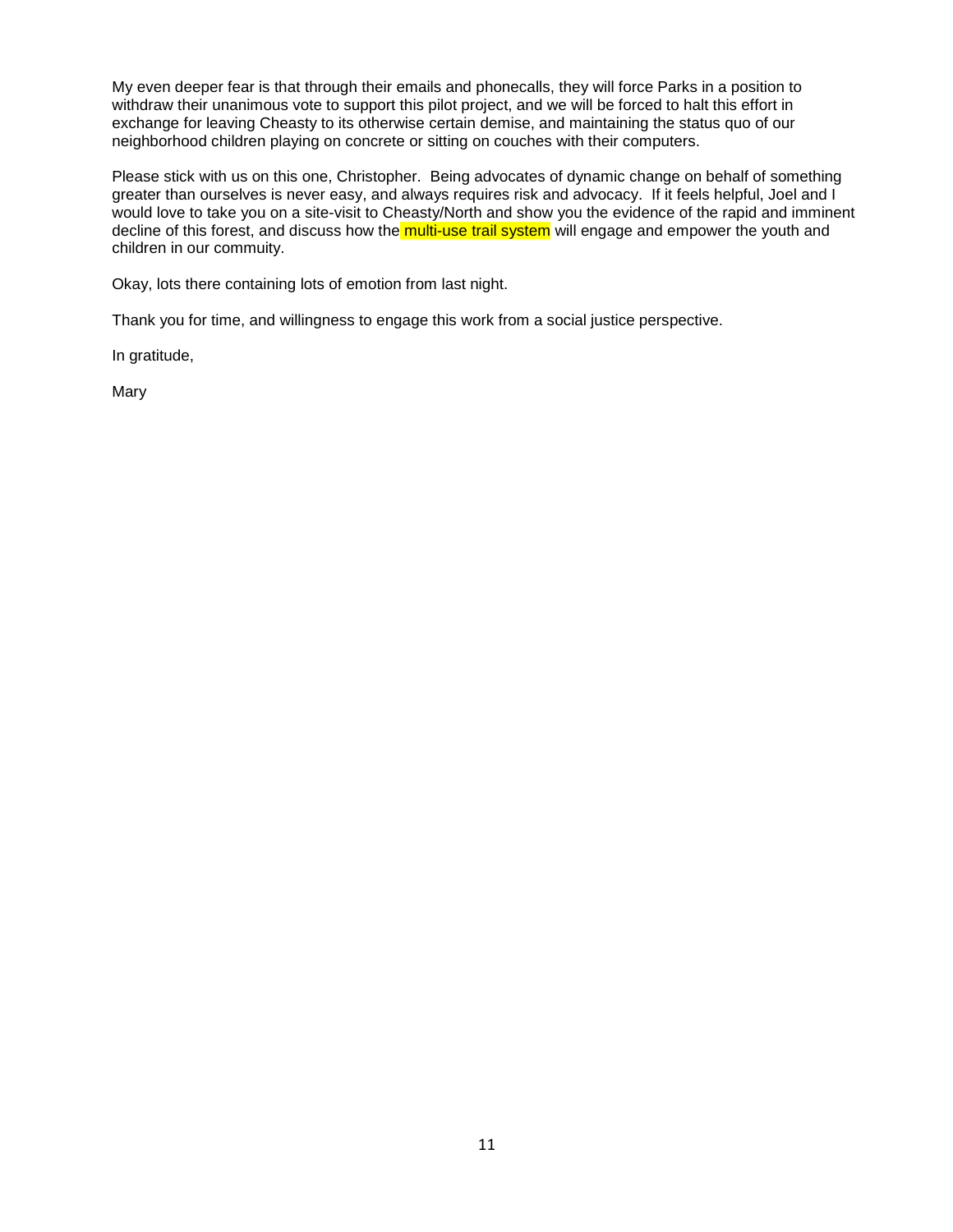My even deeper fear is that through their emails and phonecalls, they will force Parks in a position to withdraw their unanimous vote to support this pilot project, and we will be forced to halt this effort in exchange for leaving Cheasty to its otherwise certain demise, and maintaining the status quo of our neighborhood children playing on concrete or sitting on couches with their computers.

Please stick with us on this one, Christopher. Being advocates of dynamic change on behalf of something greater than ourselves is never easy, and always requires risk and advocacy. If it feels helpful, Joel and I would love to take you on a site-visit to Cheasty/North and show you the evidence of the rapid and imminent decline of this forest, and discuss how the multi-use trail system will engage and empower the youth and children in our commuity.

Okay, lots there containing lots of emotion from last night.

Thank you for time, and willingness to engage this work from a social justice perspective.

In gratitude,

Mary